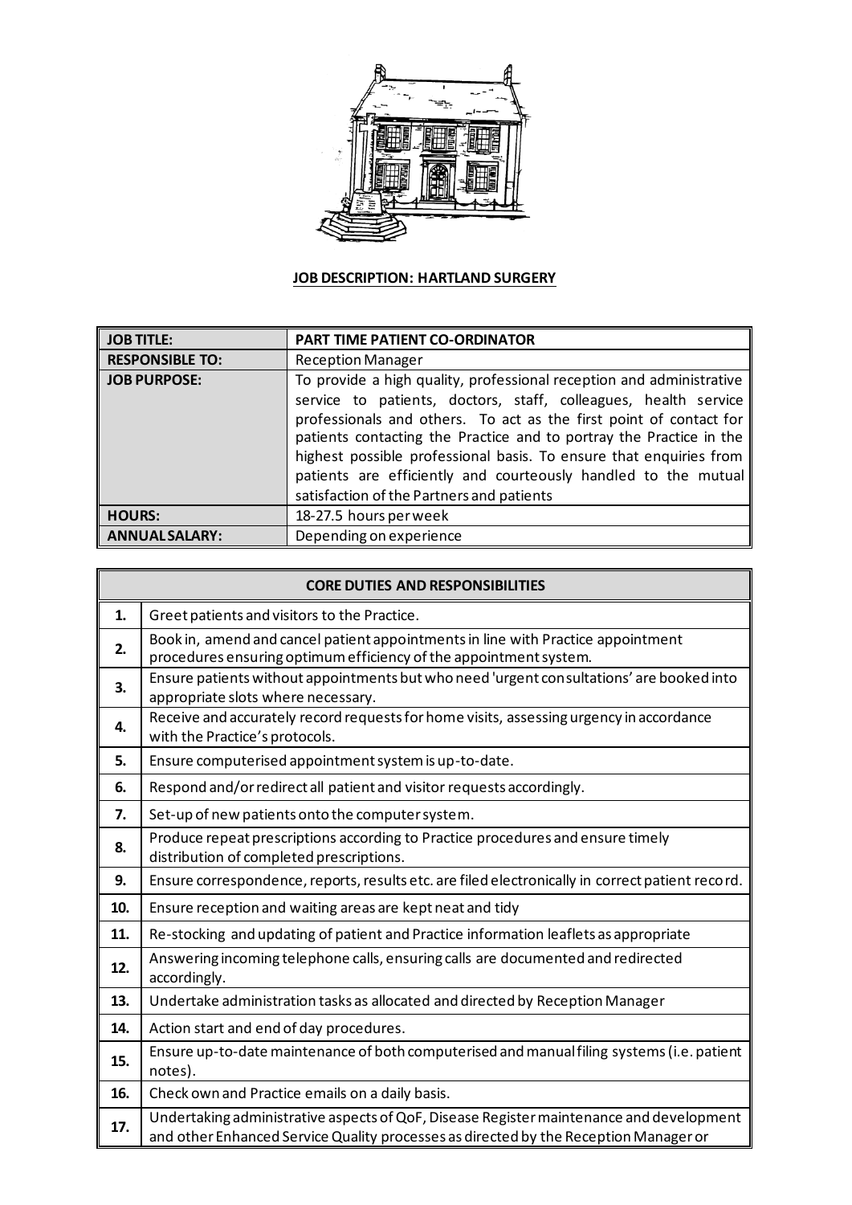**JOB DESCRIPTION: HARTLAND SURGERY**

| | |
|---|---|
| **JOB TITLE:** | **PART TIME PATIENT CO-ORDINATOR** |
| **RESPONSIBLE TO:** | Reception Manager |
| **JOB PURPOSE:** | To provide a high quality, professional reception and administrative service to patients, doctors, staff, colleagues, health service professionals and others. To act as the first point of contact for patients contacting the Practice and to portray the Practice in the highest possible professional basis. To ensure that enquiries from patients are efficiently and courteously handled to the mutual satisfaction of the Partners and patients |
| **HOURS:** | 18-27.5 hours per week |
| **ANNUAL SALARY:** | Depending on experience |

| **CORE DUTIES AND RESPONSIBILITIES** | |
|---|---|
| **1.** | Greet patients and visitors to the Practice. |
| **2.** | Book in, amend and cancel patient appointments in line with Practice appointment procedures ensuring optimum efficiency of the appointment system. |
| **3.** | Ensure patients without appointments but who need 'urgent consultations' are booked into appropriate slots where necessary. |
| **4.** | Receive and accurately record requests for home visits, assessing urgency in accordance with the Practice's protocols. |
| **5.** | Ensure computerised appointment system is up-to-date. |
| **6.** | Respond and/or redirect all patient and visitor requests accordingly. |
| **7.** | Set-up of new patients onto the computer system. |
| **8.** | Produce repeat prescriptions according to Practice procedures and ensure timely distribution of completed prescriptions. |
| **9.** | Ensure correspondence, reports, results etc. are filed electronically in correct patient record. |
| **10.** | Ensure reception and waiting areas are kept neat and tidy |
| **11.** | Re-stocking and updating of patient and Practice information leaflets as appropriate |
| **12.** | Answering incoming telephone calls, ensuring calls are documented and redirected accordingly. |
| **13.** | Undertake administration tasks as allocated and directed by Reception Manager |
| **14.** | Action start and end of day procedures. |
| **15.** | Ensure up-to-date maintenance of both computerised and manual filing systems (i.e. patient notes). |
| **16.** | Check own and Practice emails on a daily basis. |
| **17.** | Undertaking administrative aspects of QoF, Disease Register maintenance and development and other Enhanced Service Quality processes as directed by the Reception Manager or |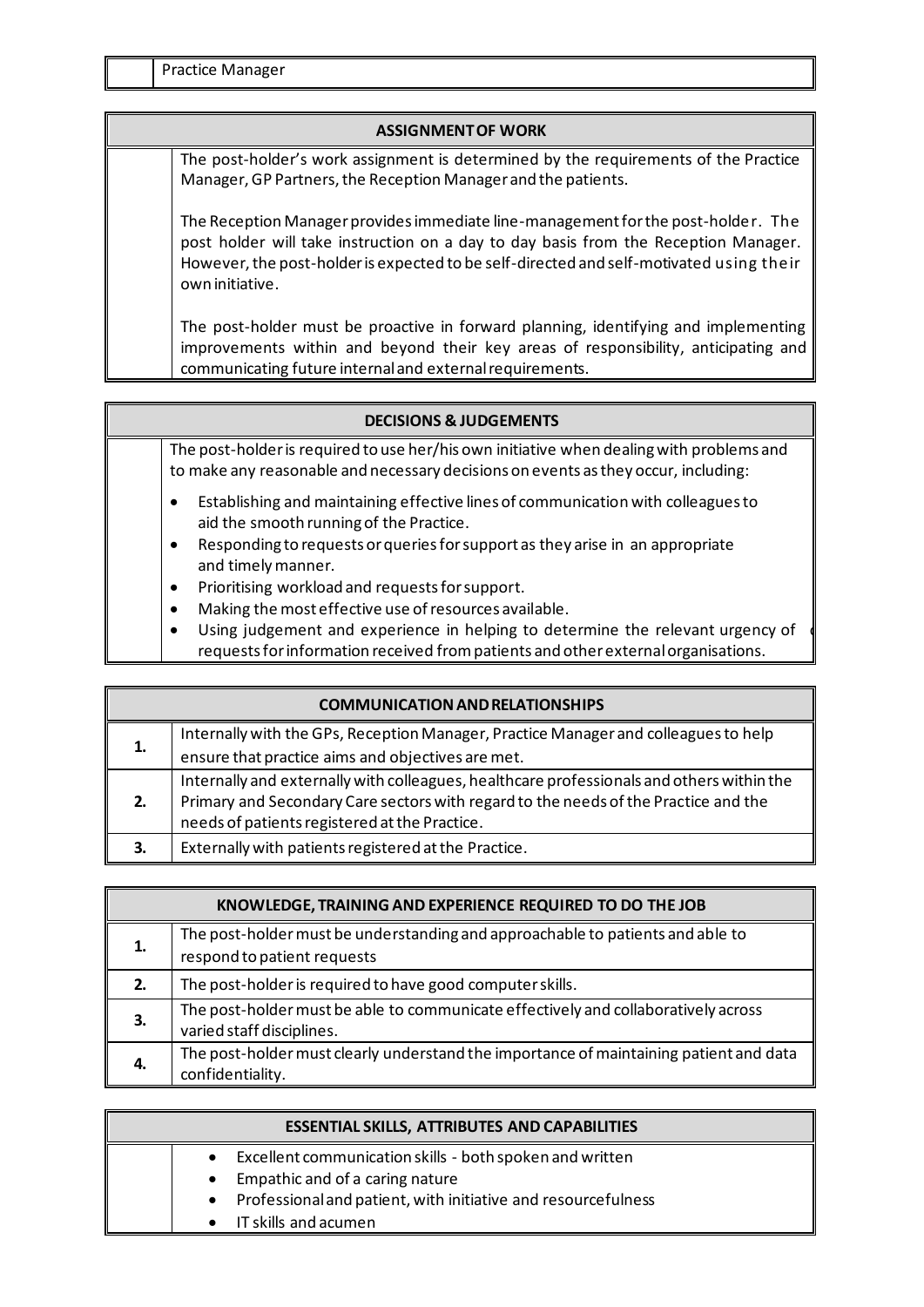| | Practice Manager |
|---|---|

## ASSIGNMENT OF WORK

The post-holder's work assignment is determined by the requirements of the Practice Manager, GP Partners, the Reception Manager and the patients.

The Reception Manager provides immediate line-management for the post-holder. The post holder will take instruction on a day to day basis from the Reception Manager. However, the post-holder is expected to be self-directed and self-motivated using their own initiative.

The post-holder must be proactive in forward planning, identifying and implementing improvements within and beyond their key areas of responsibility, anticipating and communicating future internal and external requirements.

## DECISIONS & JUDGEMENTS

The post-holder is required to use her/his own initiative when dealing with problems and to make any reasonable and necessary decisions on events as they occur, including:

- Establishing and maintaining effective lines of communication with colleagues to aid the smooth running of the Practice.
- Responding to requests or queries for support as they arise in an appropriate and timely manner.
- Prioritising workload and requests for support.
- Making the most effective use of resources available.
- Using judgement and experience in helping to determine the relevant urgency of requests for information received from patients and other external organisations.

## COMMUNICATION AND RELATIONSHIPS

| | |
|---|---|
| **1.** | Internally with the GPs, Reception Manager, Practice Manager and colleagues to help ensure that practice aims and objectives are met. |
| **2.** | Internally and externally with colleagues, healthcare professionals and others within the Primary and Secondary Care sectors with regard to the needs of the Practice and the needs of patients registered at the Practice. |
| **3.** | Externally with patients registered at the Practice. |

## KNOWLEDGE, TRAINING AND EXPERIENCE REQUIRED TO DO THE JOB

| | |
|---|---|
| **1.** | The post-holder must be understanding and approachable to patients and able to respond to patient requests |
| **2.** | The post-holder is required to have good computer skills. |
| **3.** | The post-holder must be able to communicate effectively and collaboratively across varied staff disciplines. |
| **4.** | The post-holder must clearly understand the importance of maintaining patient and data confidentiality. |

## ESSENTIAL SKILLS, ATTRIBUTES AND CAPABILITIES

- Excellent communication skills - both spoken and written
- Empathic and of a caring nature
- Professional and patient, with initiative and resourcefulness
- IT skills and acumen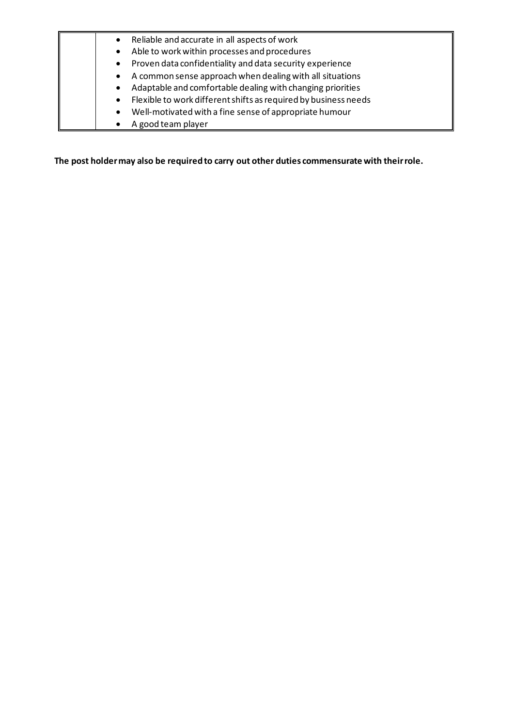| | |
|---|---|
| | • Reliable and accurate in all aspects of work<br>• Able to work within processes and procedures<br>• Proven data confidentiality and data security experience<br>• A common sense approach when dealing with all situations<br>• Adaptable and comfortable dealing with changing priorities<br>• Flexible to work different shifts as required by business needs<br>• Well-motivated with a fine sense of appropriate humour<br>• A good team player |

**The post holder may also be required to carry out other duties commensurate with their role.**